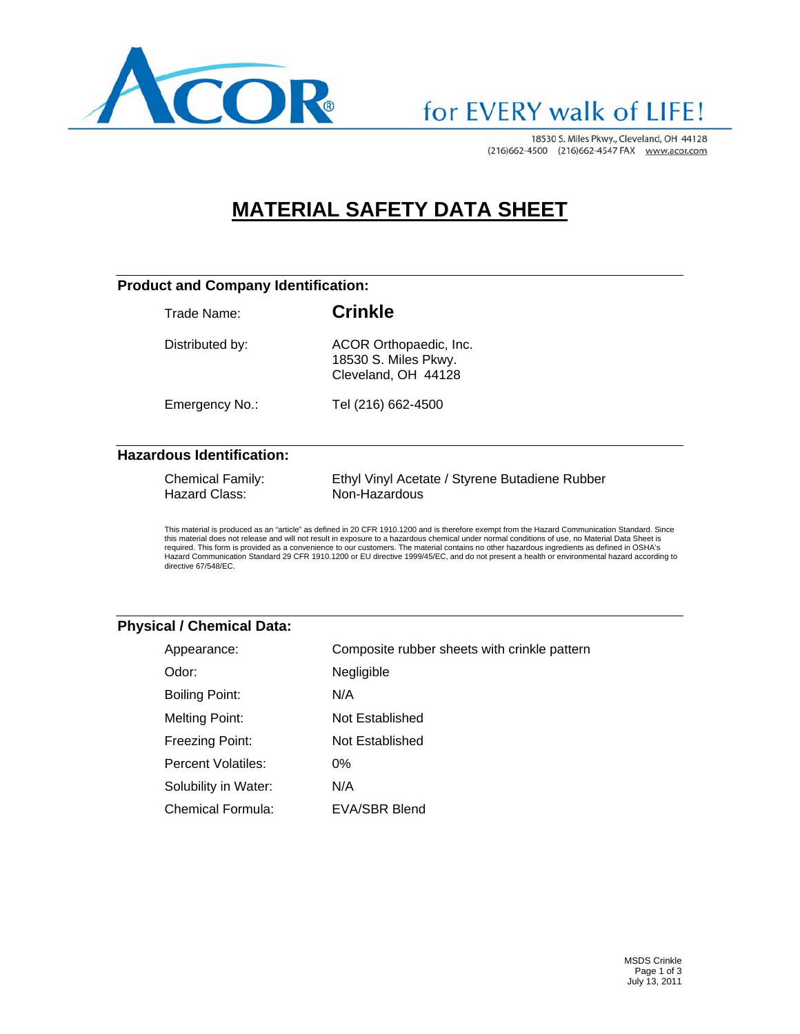ACOR® for EVERY walk of LIFE!

18530 S. Miles Pkwy., Cleveland, OH 44128
(216)662-4500 (216)662-4547 FAX www.acor.com

# MATERIAL SAFETY DATA SHEET

## Product and Company Identification:

| | |
|---|---|
| Trade Name: | **Crinkle** |
| Distributed by: | ACOR Orthopaedic, Inc.<br>18530 S. Miles Pkwy.<br>Cleveland, OH 44128 |
| Emergency No.: | Tel (216) 662-4500 |

## Hazardous Identification:

| | |
|---|---|
| Chemical Family: | Ethyl Vinyl Acetate / Styrene Butadiene Rubber |
| Hazard Class: | Non-Hazardous |

This material is produced as an "article" as defined in 20 CFR 1910.1200 and is therefore exempt from the Hazard Communication Standard. Since this material does not release and will not result in exposure to a hazardous chemical under normal conditions of use, no Material Data Sheet is required. This form is provided as a convenience to our customers. The material contains no other hazardous ingredients as defined in OSHA's Hazard Communication Standard 29 CFR 1910.1200 or EU directive 1999/45/EC, and do not present a health or environmental hazard according to directive 67/548/EC.

## Physical / Chemical Data:

| | |
|---|---|
| Appearance: | Composite rubber sheets with crinkle pattern |
| Odor: | Negligible |
| Boiling Point: | N/A |
| Melting Point: | Not Established |
| Freezing Point: | Not Established |
| Percent Volatiles: | 0% |
| Solubility in Water: | N/A |
| Chemical Formula: | EVA/SBR Blend |

MSDS Crinkle
July 13, 2011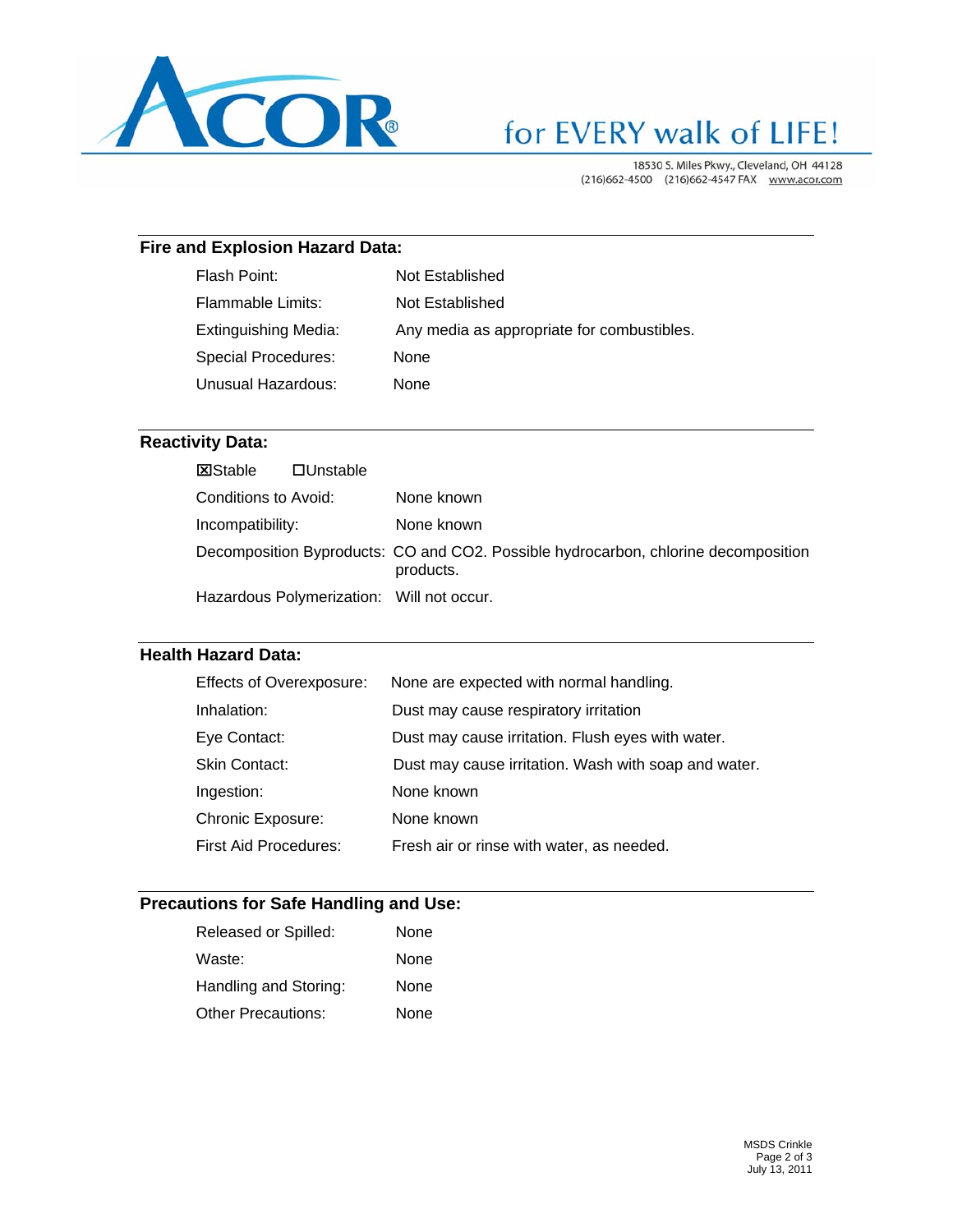## Fire and Explosion Hazard Data:

| | |
|---|---|
| Flash Point: | Not Established |
| Flammable Limits: | Not Established |
| Extinguishing Media: | Any media as appropriate for combustibles. |
| Special Procedures: | None |
| Unusual Hazardous: | None |

## Reactivity Data:

☒Stable ☐Unstable

| | |
|---|---|
| Conditions to Avoid: | None known |
| Incompatibility: | None known |
| Decomposition Byproducts: | CO and $CO_2$. Possible hydrocarbon, chlorine decomposition products. |
| Hazardous Polymerization: | Will not occur. |

## Health Hazard Data:

| | |
|---|---|
| Effects of Overexposure: | None are expected with normal handling. |
| Inhalation: | Dust may cause respiratory irritation |
| Eye Contact: | Dust may cause irritation. Flush eyes with water. |
| Skin Contact: | Dust may cause irritation. Wash with soap and water. |
| Ingestion: | None known |
| Chronic Exposure: | None known |
| First Aid Procedures: | Fresh air or rinse with water, as needed. |

## Precautions for Safe Handling and Use:

| | |
|---|---|
| Released or Spilled: | None |
| Waste: | None |
| Handling and Storing: | None |
| Other Precautions: | None |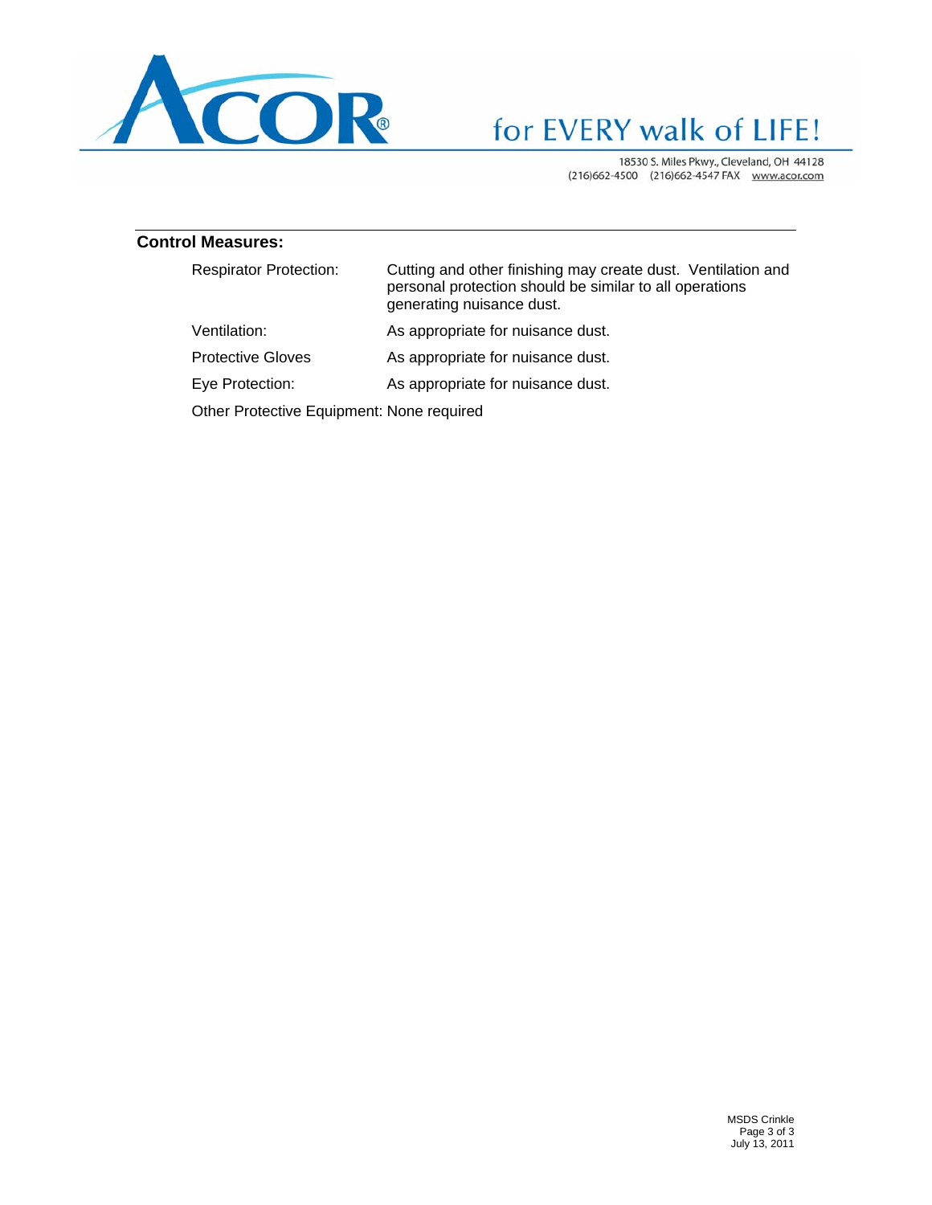## Control Measures:

| | |
|---|---|
| Respirator Protection: | Cutting and other finishing may create dust. Ventilation and personal protection should be similar to all operations generating nuisance dust. |
| Ventilation: | As appropriate for nuisance dust. |
| Protective Gloves | As appropriate for nuisance dust. |
| Eye Protection: | As appropriate for nuisance dust. |

Other Protective Equipment: None required